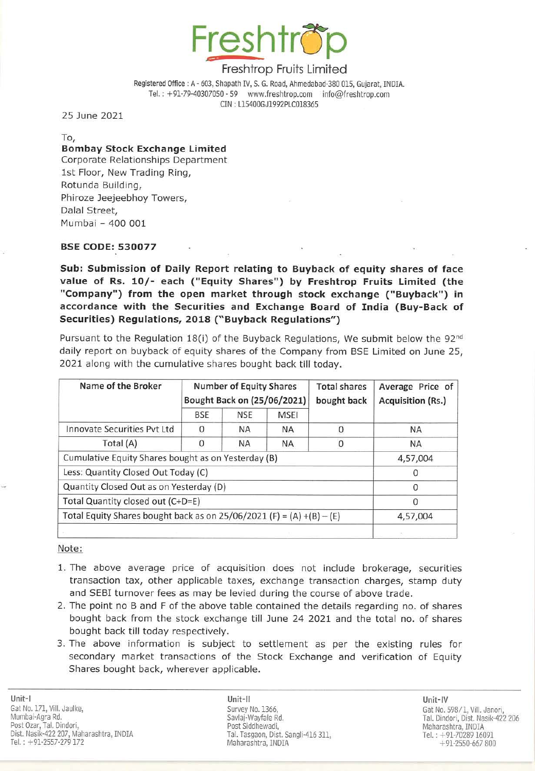# Freshtrop

Freshtrop Fruits Limited

Registered Office : A - 603, Shapath IV, S. G. Road, Ahmedabad-380 015, Gujarat, INDIA.
Tel. : +91-79-40307050 - 59 www.freshtrop.com info@freshtrop.com
CIN : L15400GJ1992PLC018365

25 June 2021

To,
**Bombay Stock Exchange Limited**
Corporate Relationships Department
1st Floor, New Trading Ring,
Rotunda Building,
Phiroze Jeejeebhoy Towers,
Dalal Street,
Mumbai – 400 001

**BSE CODE: 530077**

**Sub: Submission of Daily Report relating to Buyback of equity shares of face value of Rs. 10/- each ("Equity Shares") by Freshtrop Fruits Limited (the "Company") from the open market through stock exchange ("Buyback") in accordance with the Securities and Exchange Board of India (Buy-Back of Securities) Regulations, 2018 ("Buyback Regulations")**

Pursuant to the Regulation 18(i) of the Buyback Regulations, We submit below the 92nd daily report on buyback of equity shares of the Company from BSE Limited on June 25, 2021 along with the cumulative shares bought back till today.

| Name of the Broker | Number of Equity Shares Bought Back on (25/06/2021) | | | Total shares bought back | Average Price of Acquisition (Rs.) |
|---|---|---|---|---|---|
| | BSE | NSE | MSEI | | |
| Innovate Securities Pvt Ltd | 0 | NA | NA | 0 | NA |
| Total (A) | 0 | NA | NA | 0 | NA |
| Cumulative Equity Shares bought as on Yesterday (B) | | | | | 4,57,004 |
| Less: Quantity Closed Out Today (C) | | | | | 0 |
| Quantity Closed Out as on Yesterday (D) | | | | | 0 |
| Total Quantity closed out (C+D=E) | | | | | 0 |
| Total Equity Shares bought back as on 25/06/2021 (F) = (A) +(B) – (E) | | | | | 4,57,004 |

Note:

1. The above average price of acquisition does not include brokerage, securities transaction tax, other applicable taxes, exchange transaction charges, stamp duty and SEBI turnover fees as may be levied during the course of above trade.
2. The point no B and F of the above table contained the details regarding no. of shares bought back from the stock exchange till June 24 2021 and the total no. of shares bought back till today respectively.
3. The above information is subject to settlement as per the existing rules for secondary market transactions of the Stock Exchange and verification of Equity Shares bought back, wherever applicable.

Unit-I
Gat No. 171, Vill. Jaulke,
Mumbai-Agra Rd.
Post Ozar, Tal. Dindori,
Dist. Nasik-422 207, Maharashtra, INDIA
Tel. : +91-2557-279 172

Unit-II
Survey No. 1366,
Savlaj-Wayfale Rd.
Post Siddhewadi,
Tal. Tasgaon, Dist. Sangli-416 311,
Maharashtra, INDIA

Unit-IV
Gat No. 598/1, Vill. Janori,
Tal. Dindori, Dist. Nasik-422 206
Maharashtra, INDIA
Tel. : +91-70289 16091
+91-2550-667 800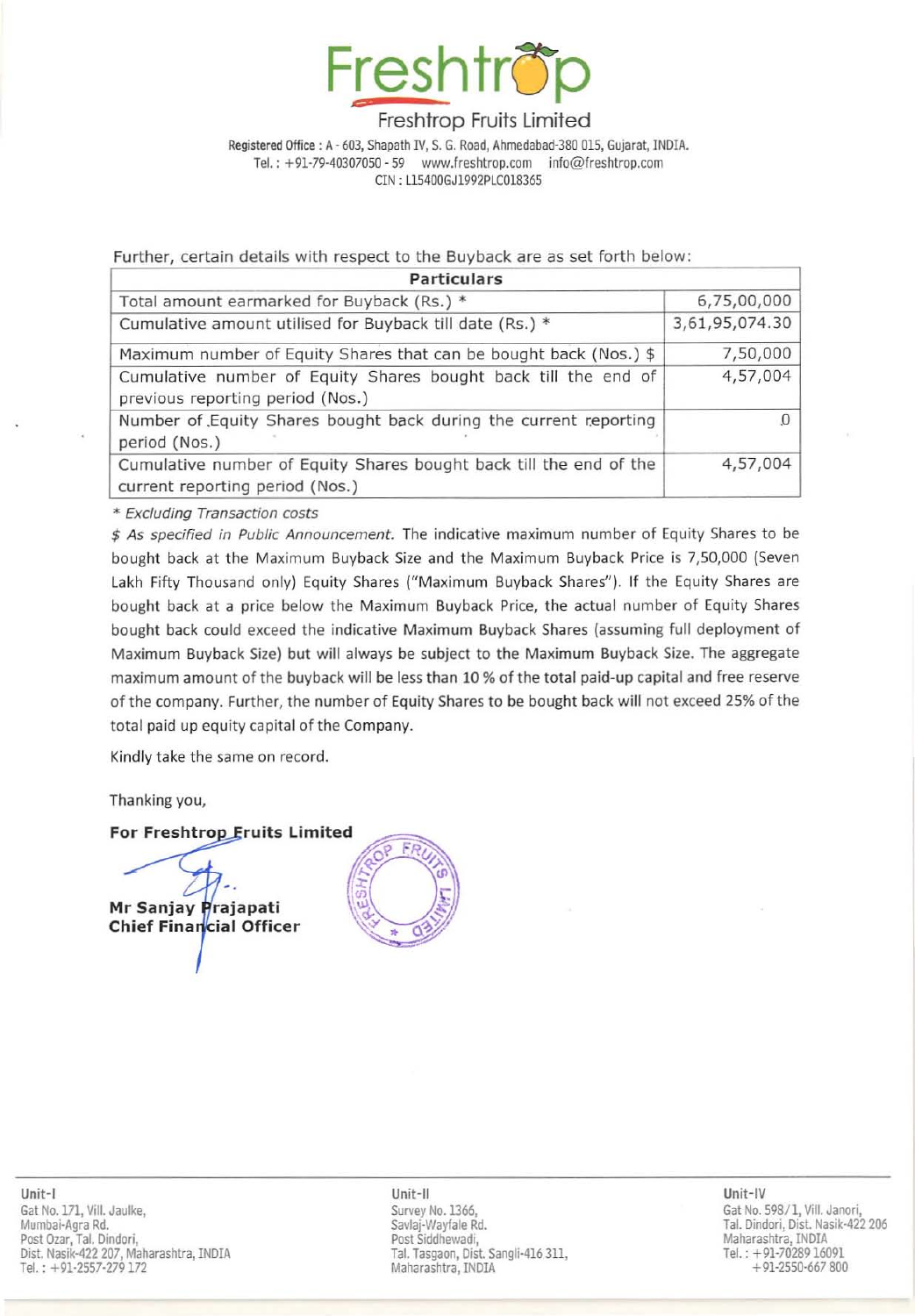Further, certain details with respect to the Buyback are as set forth below:

| Particulars | |
|---|---|
| Total amount earmarked for Buyback (Rs.) * | 6,75,00,000 |
| Cumulative amount utilised for Buyback till date (Rs.) * | 3,61,95,074.30 |
| Maximum number of Equity Shares that can be bought back (Nos.) $ | 7,50,000 |
| Cumulative number of Equity Shares bought back till the end of previous reporting period (Nos.) | 4,57,004 |
| Number of Equity Shares bought back during the current reporting period (Nos.) | 0 |
| Cumulative number of Equity Shares bought back till the end of the current reporting period (Nos.) | 4,57,004 |

*\* Excluding Transaction costs*

*$ As specified in Public Announcement.* The indicative maximum number of Equity Shares to be bought back at the Maximum Buyback Size and the Maximum Buyback Price is 7,50,000 (Seven Lakh Fifty Thousand only) Equity Shares ("Maximum Buyback Shares"). If the Equity Shares are bought back at a price below the Maximum Buyback Price, the actual number of Equity Shares bought back could exceed the indicative Maximum Buyback Shares (assuming full deployment of Maximum Buyback Size) but will always be subject to the Maximum Buyback Size. The aggregate maximum amount of the buyback will be less than 10 % of the total paid-up capital and free reserve of the company. Further, the number of Equity Shares to be bought back will not exceed 25% of the total paid up equity capital of the Company.

Kindly take the same on record.

Thanking you,

**For Freshtrop Fruits Limited**

**Mr Sanjay Prajapati**
**Chief Financial Officer**